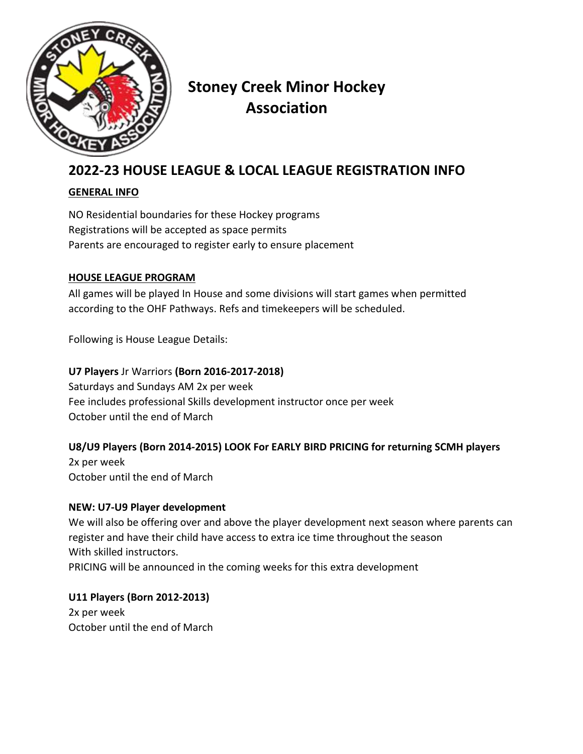# Stoney Creek Minor Hockey Association

## 2022-23 HOUSE LEAGUE & LOCAL LEAGUE REGISTRATION INFO

### GENERAL INFO

NO Residential boundaries for these Hockey programs
Registrations will be accepted as space permits
Parents are encouraged to register early to ensure placement

### HOUSE LEAGUE PROGRAM

All games will be played In House and some divisions will start games when permitted according to the OHF Pathways. Refs and timekeepers will be scheduled.

Following is House League Details:

**U7 Players** Jr Warriors **(Born 2016-2017-2018)**
Saturdays and Sundays AM 2x per week
Fee includes professional Skills development instructor once per week
October until the end of March

**U8/U9 Players (Born 2014-2015) LOOK For EARLY BIRD PRICING for returning SCMH players**
2x per week
October until the end of March

**NEW: U7-U9 Player development**
We will also be offering over and above the player development next season where parents can register and have their child have access to extra ice time throughout the season
With skilled instructors.
PRICING will be announced in the coming weeks for this extra development

**U11 Players (Born 2012-2013)**
2x per week
October until the end of March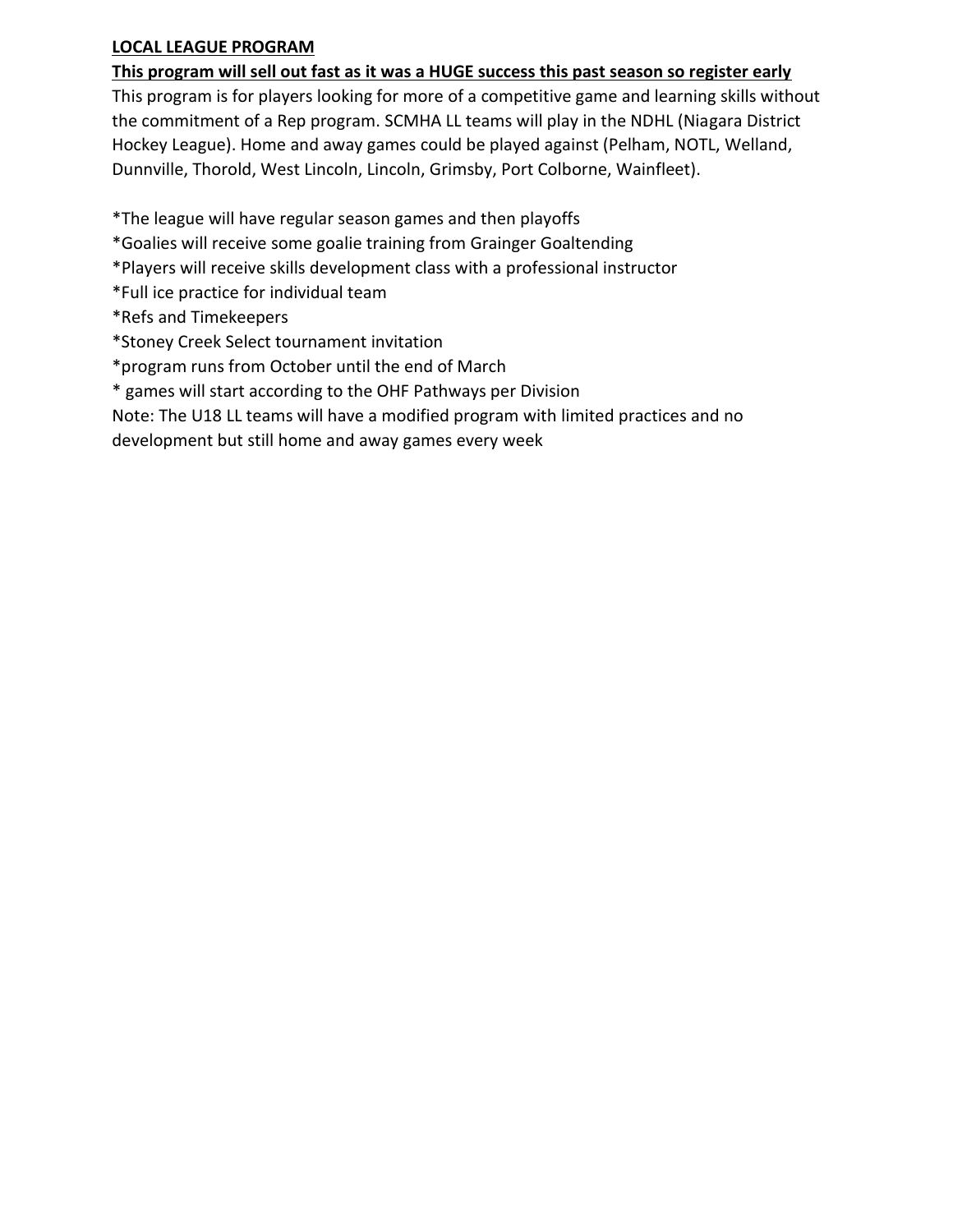**LOCAL LEAGUE PROGRAM**

**This program will sell out fast as it was a HUGE success this past season so register early**

This program is for players looking for more of a competitive game and learning skills without the commitment of a Rep program. SCMHA LL teams will play in the NDHL (Niagara District Hockey League). Home and away games could be played against (Pelham, NOTL, Welland, Dunnville, Thorold, West Lincoln, Lincoln, Grimsby, Port Colborne, Wainfleet).

*The league will have regular season games and then playoffs
*Goalies will receive some goalie training from Grainger Goaltending
*Players will receive skills development class with a professional instructor
*Full ice practice for individual team
*Refs and Timekeepers
*Stoney Creek Select tournament invitation
*program runs from October until the end of March
* games will start according to the OHF Pathways per Division

Note: The U18 LL teams will have a modified program with limited practices and no development but still home and away games every week